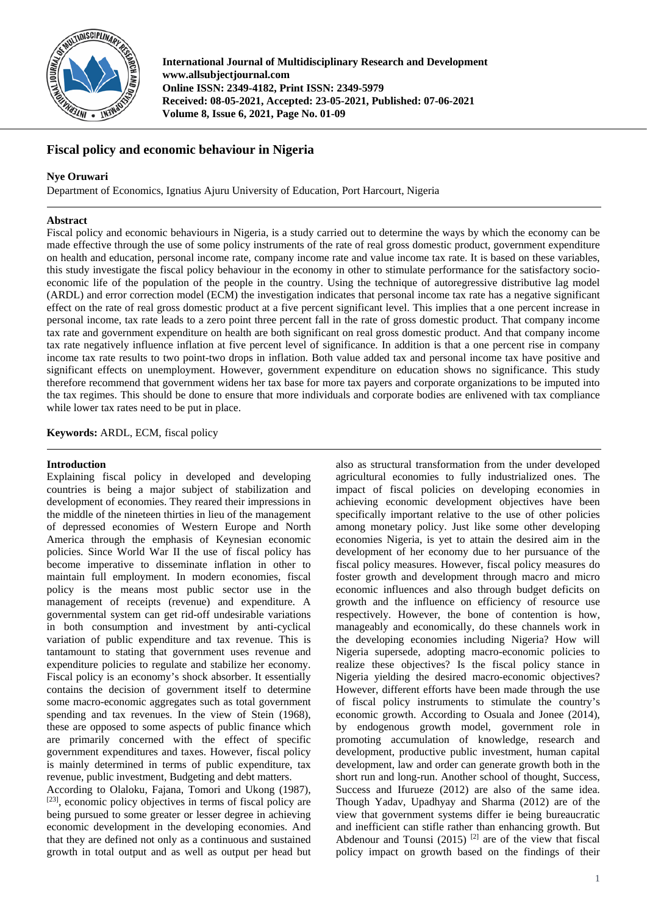# Fiscal policy and economic behaviour in Nigeria

**Nye Oruwari**

Department of Economics, Ignatius Ajuru University of Education, Port Harcourt, Nigeria

## Abstract

Fiscal policy and economic behaviours in Nigeria, is a study carried out to determine the ways by which the economy can be made effective through the use of some policy instruments of the rate of real gross domestic product, government expenditure on health and education, personal income rate, company income rate and value income tax rate. It is based on these variables, this study investigate the fiscal policy behaviour in the economy in other to stimulate performance for the satisfactory socio-economic life of the population of the people in the country. Using the technique of autoregressive distributive lag model (ARDL) and error correction model (ECM) the investigation indicates that personal income tax rate has a negative significant effect on the rate of real gross domestic product at a five percent significant level. This implies that a one percent increase in personal income, tax rate leads to a zero point three percent fall in the rate of gross domestic product. That company income tax rate and government expenditure on health are both significant on real gross domestic product. And that company income tax rate negatively influence inflation at five percent level of significance. In addition is that a one percent rise in company income tax rate results to two point-two drops in inflation. Both value added tax and personal income tax have positive and significant effects on unemployment. However, government expenditure on education shows no significance. This study therefore recommend that government widens her tax base for more tax payers and corporate organizations to be imputed into the tax regimes. This should be done to ensure that more individuals and corporate bodies are enlivened with tax compliance while lower tax rates need to be put in place.

**Keywords:** ARDL, ECM, fiscal policy

## Introduction

Explaining fiscal policy in developed and developing countries is being a major subject of stabilization and development of economies. They reared their impressions in the middle of the nineteen thirties in lieu of the management of depressed economies of Western Europe and North America through the emphasis of Keynesian economic policies. Since World War II the use of fiscal policy has become imperative to disseminate inflation in other to maintain full employment. In modern economies, fiscal policy is the means most public sector use in the management of receipts (revenue) and expenditure. A governmental system can get rid-off undesirable variations in both consumption and investment by anti-cyclical variation of public expenditure and tax revenue. This is tantamount to stating that government uses revenue and expenditure policies to regulate and stabilize her economy. Fiscal policy is an economy's shock absorber. It essentially contains the decision of government itself to determine some macro-economic aggregates such as total government spending and tax revenues. In the view of Stein (1968), these are opposed to some aspects of public finance which are primarily concerned with the effect of specific government expenditures and taxes. However, fiscal policy is mainly determined in terms of public expenditure, tax revenue, public investment, Budgeting and debt matters.

According to Olaloku, Fajana, Tomori and Ukong (1987), [23], economic policy objectives in terms of fiscal policy are being pursued to some greater or lesser degree in achieving economic development in the developing economies. And that they are defined not only as a continuous and sustained growth in total output and as well as output per head but also as structural transformation from the under developed agricultural economies to fully industrialized ones. The impact of fiscal policies on developing economies in achieving economic development objectives have been specifically important relative to the use of other policies among monetary policy. Just like some other developing economies Nigeria, is yet to attain the desired aim in the development of her economy due to her pursuance of the fiscal policy measures. However, fiscal policy measures do foster growth and development through macro and micro economic influences and also through budget deficits on growth and the influence on efficiency of resource use respectively. However, the bone of contention is how, manageably and economically, do these channels work in the developing economies including Nigeria? How will Nigeria supersede, adopting macro-economic policies to realize these objectives? Is the fiscal policy stance in Nigeria yielding the desired macro-economic objectives? However, different efforts have been made through the use of fiscal policy instruments to stimulate the country's economic growth. According to Osuala and Jonee (2014), by endogenous growth model, government role in promoting accumulation of knowledge, research and development, productive public investment, human capital development, law and order can generate growth both in the short run and long-run. Another school of thought, Success, Success and Ifurueze (2012) are also of the same idea. Though Yadav, Upadhyay and Sharma (2012) are of the view that government systems differ ie being bureaucratic and inefficient can stifle rather than enhancing growth. But Abdenour and Tounsi (2015) [2] are of the view that fiscal policy impact on growth based on the findings of their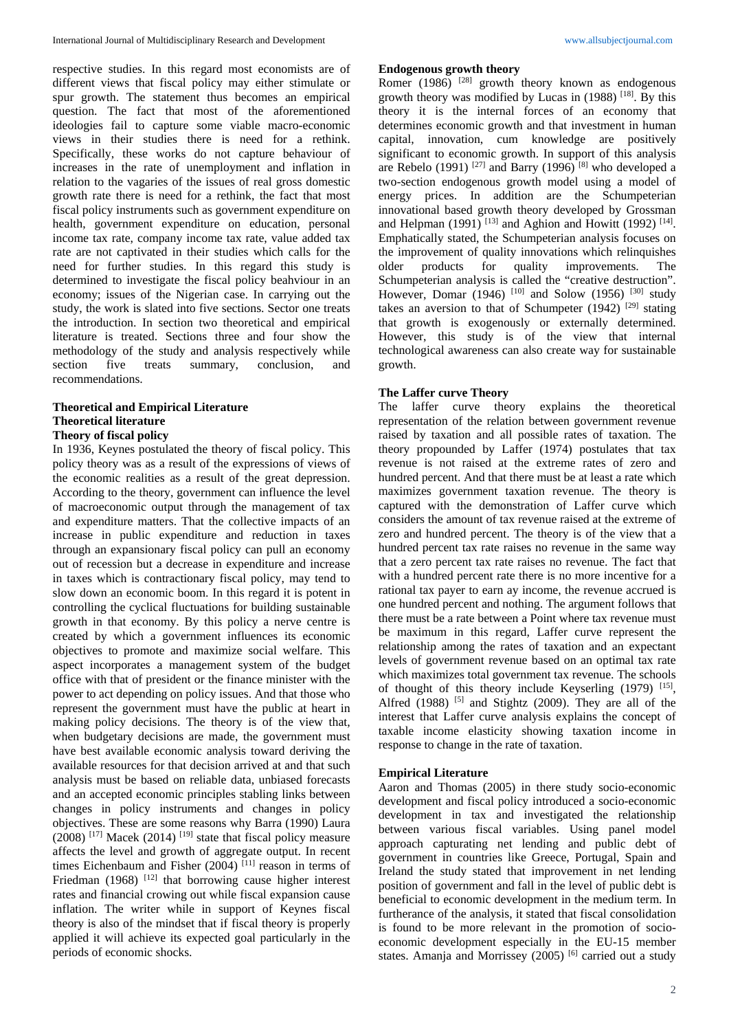respective studies. In this regard most economists are of different views that fiscal policy may either stimulate or spur growth. The statement thus becomes an empirical question. The fact that most of the aforementioned ideologies fail to capture some viable macro-economic views in their studies there is need for a rethink. Specifically, these works do not capture behaviour of increases in the rate of unemployment and inflation in relation to the vagaries of the issues of real gross domestic growth rate there is need for a rethink, the fact that most fiscal policy instruments such as government expenditure on health, government expenditure on education, personal income tax rate, company income tax rate, value added tax rate are not captivated in their studies which calls for the need for further studies. In this regard this study is determined to investigate the fiscal policy beahviour in an economy; issues of the Nigerian case. In carrying out the study, the work is slated into five sections. Sector one treats the introduction. In section two theoretical and empirical literature is treated. Sections three and four show the methodology of the study and analysis respectively while section five treats summary, conclusion, and recommendations.

## Theoretical and Empirical Literature

### Theoretical literature

### Theory of fiscal policy

In 1936, Keynes postulated the theory of fiscal policy. This policy theory was as a result of the expressions of views of the economic realities as a result of the great depression. According to the theory, government can influence the level of macroeconomic output through the management of tax and expenditure matters. That the collective impacts of an increase in public expenditure and reduction in taxes through an expansionary fiscal policy can pull an economy out of recession but a decrease in expenditure and increase in taxes which is contractionary fiscal policy, may tend to slow down an economic boom. In this regard it is potent in controlling the cyclical fluctuations for building sustainable growth in that economy. By this policy a nerve centre is created by which a government influences its economic objectives to promote and maximize social welfare. This aspect incorporates a management system of the budget office with that of president or the finance minister with the power to act depending on policy issues. And that those who represent the government must have the public at heart in making policy decisions. The theory is of the view that, when budgetary decisions are made, the government must have best available economic analysis toward deriving the available resources for that decision arrived at and that such analysis must be based on reliable data, unbiased forecasts and an accepted economic principles stabling links between changes in policy instruments and changes in policy objectives. These are some reasons why Barra (1990) Laura (2008) [17] Macek (2014) [19] state that fiscal policy measure affects the level and growth of aggregate output. In recent times Eichenbaum and Fisher (2004) [11] reason in terms of Friedman (1968) [12] that borrowing cause higher interest rates and financial crowing out while fiscal expansion cause inflation. The writer while in support of Keynes fiscal theory is also of the mindset that if fiscal theory is properly applied it will achieve its expected goal particularly in the periods of economic shocks.

### Endogenous growth theory

Romer (1986) [28] growth theory known as endogenous growth theory was modified by Lucas in (1988) [18]. By this theory it is the internal forces of an economy that determines economic growth and that investment in human capital, innovation, cum knowledge are positively significant to economic growth. In support of this analysis are Rebelo (1991) [27] and Barry (1996) [8] who developed a two-section endogenous growth model using a model of energy prices. In addition are the Schumpeterian innovational based growth theory developed by Grossman and Helpman (1991) [13] and Aghion and Howitt (1992) [14]. Emphatically stated, the Schumpeterian analysis focuses on the improvement of quality innovations which relinquishes older products for quality improvements. The Schumpeterian analysis is called the "creative destruction". However, Domar (1946) [10] and Solow (1956) [30] study takes an aversion to that of Schumpeter (1942) [29] stating that growth is exogenously or externally determined. However, this study is of the view that internal technological awareness can also create way for sustainable growth.

### The Laffer curve Theory

The laffer curve theory explains the theoretical representation of the relation between government revenue raised by taxation and all possible rates of taxation. The theory propounded by Laffer (1974) postulates that tax revenue is not raised at the extreme rates of zero and hundred percent. And that there must be at least a rate which maximizes government taxation revenue. The theory is captured with the demonstration of Laffer curve which considers the amount of tax revenue raised at the extreme of zero and hundred percent. The theory is of the view that a hundred percent tax rate raises no revenue in the same way that a zero percent tax rate raises no revenue. The fact that with a hundred percent rate there is no more incentive for a rational tax payer to earn ay income, the revenue accrued is one hundred percent and nothing. The argument follows that there must be a rate between a Point where tax revenue must be maximum in this regard, Laffer curve represent the relationship among the rates of taxation and an expectant levels of government revenue based on an optimal tax rate which maximizes total government tax revenue. The schools of thought of this theory include Keyserling (1979) [15], Alfred (1988) [5] and Stightz (2009). They are all of the interest that Laffer curve analysis explains the concept of taxable income elasticity showing taxation income in response to change in the rate of taxation.

### Empirical Literature

Aaron and Thomas (2005) in there study socio-economic development and fiscal policy introduced a socio-economic development in tax and investigated the relationship between various fiscal variables. Using panel model approach capturating net lending and public debt of government in countries like Greece, Portugal, Spain and Ireland the study stated that improvement in net lending position of government and fall in the level of public debt is beneficial to economic development in the medium term. In furtherance of the analysis, it stated that fiscal consolidation is found to be more relevant in the promotion of socio-economic development especially in the EU-15 member states. Amanja and Morrissey (2005) [6] carried out a study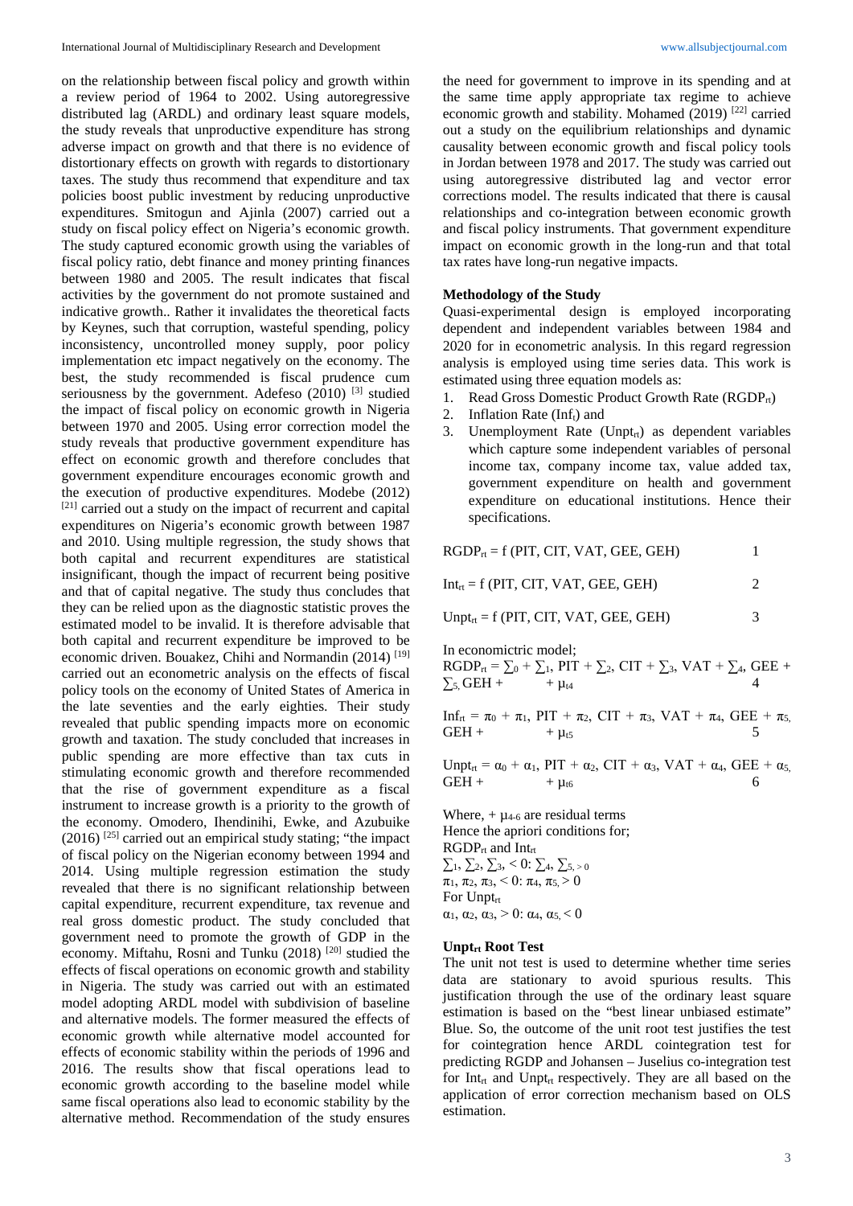on the relationship between fiscal policy and growth within a review period of 1964 to 2002. Using autoregressive distributed lag (ARDL) and ordinary least square models, the study reveals that unproductive expenditure has strong adverse impact on growth and that there is no evidence of distortionary effects on growth with regards to distortionary taxes. The study thus recommend that expenditure and tax policies boost public investment by reducing unproductive expenditures. Smitogun and Ajinla (2007) carried out a study on fiscal policy effect on Nigeria's economic growth. The study captured economic growth using the variables of fiscal policy ratio, debt finance and money printing finances between 1980 and 2005. The result indicates that fiscal activities by the government do not promote sustained and indicative growth.. Rather it invalidates the theoretical facts by Keynes, such that corruption, wasteful spending, policy inconsistency, uncontrolled money supply, poor policy implementation etc impact negatively on the economy. The best, the study recommended is fiscal prudence cum seriousness by the government. Adefeso (2010) [3] studied the impact of fiscal policy on economic growth in Nigeria between 1970 and 2005. Using error correction model the study reveals that productive government expenditure has effect on economic growth and therefore concludes that government expenditure encourages economic growth and the execution of productive expenditures. Modebe (2012) [21] carried out a study on the impact of recurrent and capital expenditures on Nigeria's economic growth between 1987 and 2010. Using multiple regression, the study shows that both capital and recurrent expenditures are statistical insignificant, though the impact of recurrent being positive and that of capital negative. The study thus concludes that they can be relied upon as the diagnostic statistic proves the estimated model to be invalid. It is therefore advisable that both capital and recurrent expenditure be improved to be economic driven. Bouakez, Chihi and Normandin (2014) [19] carried out an econometric analysis on the effects of fiscal policy tools on the economy of United States of America in the late seventies and the early eighties. Their study revealed that public spending impacts more on economic growth and taxation. The study concluded that increases in public spending are more effective than tax cuts in stimulating economic growth and therefore recommended that the rise of government expenditure as a fiscal instrument to increase growth is a priority to the growth of the economy. Omodero, Ihendinihi, Ewke, and Azubuike (2016) [25] carried out an empirical study stating; "the impact of fiscal policy on the Nigerian economy between 1994 and 2014. Using multiple regression estimation the study revealed that there is no significant relationship between capital expenditure, recurrent expenditure, tax revenue and real gross domestic product. The study concluded that government need to promote the growth of GDP in the economy. Miftahu, Rosni and Tunku (2018) [20] studied the effects of fiscal operations on economic growth and stability in Nigeria. The study was carried out with an estimated model adopting ARDL model with subdivision of baseline and alternative models. The former measured the effects of economic growth while alternative model accounted for effects of economic stability within the periods of 1996 and 2016. The results show that fiscal operations lead to economic growth according to the baseline model while same fiscal operations also lead to economic stability by the alternative method. Recommendation of the study ensures the need for government to improve in its spending and at the same time apply appropriate tax regime to achieve economic growth and stability. Mohamed (2019) [22] carried out a study on the equilibrium relationships and dynamic causality between economic growth and fiscal policy tools in Jordan between 1978 and 2017. The study was carried out using autoregressive distributed lag and vector error corrections model. The results indicated that there is causal relationships and co-integration between economic growth and fiscal policy instruments. That government expenditure impact on economic growth in the long-run and that total tax rates have long-run negative impacts.

**Methodology of the Study**

Quasi-experimental design is employed incorporating dependent and independent variables between 1984 and 2020 for in econometric analysis. In this regard regression analysis is employed using time series data. This work is estimated using three equation models as:

1. Read Gross Domestic Product Growth Rate ($RGDP_{rt}$)
2. Inflation Rate ($Inf_t$) and
3. Unemployment Rate ($Unpt_{rt}$) as dependent variables which capture some independent variables of personal income tax, company income tax, value added tax, government expenditure on health and government expenditure on educational institutions. Hence their specifications.

$$RGDP_{rt} = f\,(PIT, CIT, VAT, GEE, GEH) \quad 1$$

$$Int_{rt} = f\,(PIT, CIT, VAT, GEE, GEH) \quad 2$$

$$Unpt_{rt} = f\,(PIT, CIT, VAT, GEE, GEH) \quad 3$$

In economictric model;

$$RGDP_{rt} = \textstyle\sum_0 + \sum_1, PIT + \sum_2, CIT + \sum_3, VAT + \sum_4, GEE + \sum_5, GEH + \quad + \mu_{t4} \quad 4$$

$$Inf_{rt} = \pi_0 + \pi_1, PIT + \pi_2, CIT + \pi_3, VAT + \pi_4, GEE + \pi_5, GEH + \quad + \mu_{t5} \quad 5$$

$$Unpt_{rt} = \alpha_0 + \alpha_1, PIT + \alpha_2, CIT + \alpha_3, VAT + \alpha_4, GEE + \alpha_5, GEH + \quad + \mu_{t6} \quad 6$$

Where, $+ \mu_{4\text{-}6}$ are residual terms

Hence the apriori conditions for;

$RGDP_{rt}$ and $Int_{rt}$

$\sum_1, \sum_2, \sum_3, < 0: \sum_4, \sum_{5,} > 0$

$\pi_1, \pi_2, \pi_3, < 0: \pi_4, \pi_{5,} > 0$

For $Unpt_{rt}$

$\alpha_1, \alpha_2, \alpha_3, > 0: \alpha_4, \alpha_{5,} < 0$

**$Unpt_{rt}$ Root Test**

The unit not test is used to determine whether time series data are stationary to avoid spurious results. This justification through the use of the ordinary least square estimation is based on the "best linear unbiased estimate" Blue. So, the outcome of the unit root test justifies the test for cointegration hence ARDL cointegration test for predicting RGDP and Johansen – Juselius co-integration test for $Int_{rt}$ and $Unpt_{rt}$ respectively. They are all based on the application of error correction mechanism based on OLS estimation.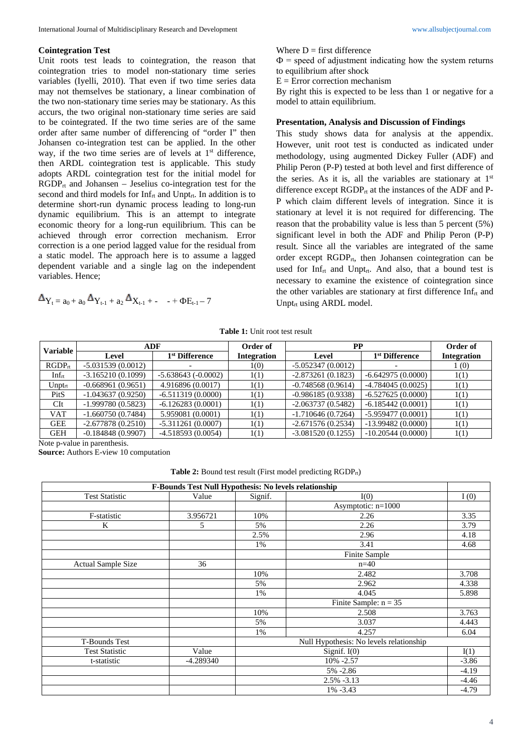### Cointegration Test

Unit roots test leads to cointegration, the reason that cointegration tries to model non-stationary time series variables (Iyelli, 2010). That even if two time series data may not themselves be stationary, a linear combination of the two non-stationary time series may be stationary. As this accurs, the two original non-stationary time series are said to be cointegrated. If the two time series are of the same order after same number of differencing of "order I" then Johansen co-integration test can be applied. In the other way, if the two time series are of levels at 1st difference, then ARDL cointegration test is applicable. This study adopts ARDL cointegration test for the initial model for $RGDP_{rt}$ and Johansen – Jeselius co-integration test for the second and third models for $Inf_{rt}$ and $Unpt_{rt}$. In addition is to determine short-run dynamic process leading to long-run dynamic equilibrium. This is an attempt to integrate economic theory for a long-run equilibrium. This can be achieved through error correction mechanism. Error correction is a one period lagged value for the residual from a static model. The approach here is to assume a lagged dependent variable and a single lag on the independent variables. Hence;

$$\Delta Y_t = a_0 + a_0 \Delta Y_{t-1} + a_2 \Delta X_{t-1} + - \quad - + \Phi E_{t-1} - 7$$

Where D = first difference

$\Phi$ = speed of adjustment indicating how the system returns to equilibrium after shock

E = Error correction mechanism

By right this is expected to be less than 1 or negative for a model to attain equilibrium.

### Presentation, Analysis and Discussion of Findings

This study shows data for analysis at the appendix. However, unit root test is conducted as indicated under methodology, using augmented Dickey Fuller (ADF) and Philip Peron (P-P) tested at both level and first difference of the series. As it is, all the variables are stationary at 1st difference except $RGDP_{rt}$ at the instances of the ADF and P-P which claim different levels of integration. Since it is stationary at level it is not required for differencing. The reason that the probability value is less than 5 percent (5%) significant level in both the ADF and Philip Peron (P-P) result. Since all the variables are integrated of the same order except $RGDP_{rt}$, then Johansen cointegration can be used for $Inf_{rt}$ and $Unpt_{rt}$. And also, that a bound test is necessary to examine the existence of cointegration since the other variables are stationary at first difference $Inf_{rt}$ and $Unpt_{rt}$ using ARDL model.

**Table 1:** Unit root test result

| Variable | ADF | | Order of | PP | | Order of |
|---|---|---|---|---|---|---|
| | Level | 1st Difference | Integration | Level | 1st Difference | Integration |
| $RGDP_{rt}$ | -5.031539 (0.0012) | - | 1(0) | -5.052347 (0.0012) | - | 1 (0) |
| $Inf_{rt}$ | -3.165210 (0.1099) | -5.638643 (-0.0002) | 1(1) | -2.873261 (0.1823) | -6.642975 (0.0000) | 1(1) |
| $Unpt_{rt}$ | -0.668961 (0.9651) | 4.916896 (0.0017) | 1(1) | -0.748568 (0.9614) | -4.784045 (0.0025) | 1(1) |
| PitS | -1.043637 (0.9250) | -6.511319 (0.0000) | 1(1) | -0.986185 (0.9338) | -6.527625 (0.0000) | 1(1) |
| CIt | -1.999780 (0.5823) | -6.126283 (0.0001) | 1(1) | -2.063737 (0.5482) | -6.185442 (0.0001) | 1(1) |
| VAT | -1.660750 (0.7484) | 5.959081 (0.0001) | 1(1) | -1.710646 (0.7264) | -5.959477 (0.0001) | 1(1) |
| GEE | -2.677878 (0.2510) | -5.311261 (0.0007) | 1(1) | -2.671576 (0.2534) | -13.99482 (0.0000) | 1(1) |
| GEH | -0.184848 (0.9907) | -4.518593 (0.0054) | 1(1) | -3.081520 (0.1255) | -10.20544 (0.0000) | 1(1) |

Note p-value in parenthesis.

**Source:** Authors E-view 10 computation

**Table 2:** Bound test result (First model predicting $RGDP_{rt}$)

| F-Bounds Test Null Hypothesis: No levels relationship | | | | |
|---|---|---|---|---|
| Test Statistic | Value | Signif. | I(0) | I (0) |
| | | | Asymptotic: n=1000 | |
| F-statistic | 3.956721 | 10% | 2.26 | 3.35 |
| K | 5 | 5% | 2.26 | 3.79 |
| | | 2.5% | 2.96 | 4.18 |
| | | 1% | 3.41 | 4.68 |
| | | | Finite Sample | |
| Actual Sample Size | 36 | | n=40 | |
| | | 10% | 2.482 | 3.708 |
| | | 5% | 2.962 | 4.338 |
| | | 1% | 4.045 | 5.898 |
| | | | Finite Sample: n = 35 | |
| | | 10% | 2.508 | 3.763 |
| | | 5% | 3.037 | 4.443 |
| | | 1% | 4.257 | 6.04 |
| T-Bounds Test | | Null Hypothesis: No levels relationship | | |
| Test Statistic | Value | Signif. I(0) | | I(1) |
| t-statistic | -4.289340 | 10% -2.57 | | -3.86 |
| | | 5% -2.86 | | -4.19 |
| | | 2.5% -3.13 | | -4.46 |
| | | 1% -3.43 | | -4.79 |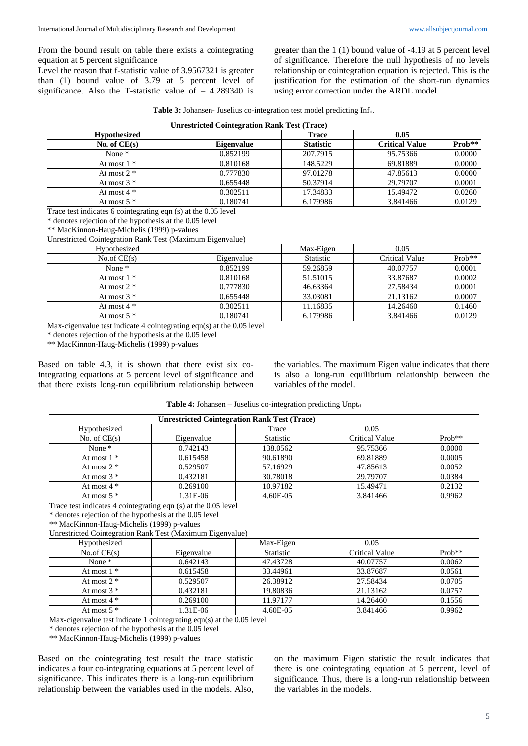From the bound result on table there exists a cointegrating equation at 5 percent significance

Level the reason that f-statistic value of 3.9567321 is greater than (1) bound value of 3.79 at 5 percent level of significance. Also the T-statistic value of – 4.289340 is greater than the 1 (1) bound value of -4.19 at 5 percent level of significance. Therefore the null hypothesis of no levels relationship or cointegration equation is rejected. This is the justification for the estimation of the short-run dynamics using error correction under the ARDL model.

**Table 3:** Johansen- Juselius co-integration test model predicting $Inf_{rt}$.

| **Unrestricted Cointegration Rank Test (Trace)** | | | | |
|---|---|---|---|---|
| **Hypothesized** | | **Trace** | **0.05** | |
| **No. of CE(s)** | **Eigenvalue** | **Statistic** | **Critical Value** | **Prob**** |
| None * | 0.852199 | 207.7915 | 95.75366 | 0.0000 |
| At most 1 * | 0.810168 | 148.5229 | 69.81889 | 0.0000 |
| At most 2 * | 0.777830 | 97.01278 | 47.85613 | 0.0000 |
| At most 3 * | 0.655448 | 50.37914 | 29.79707 | 0.0001 |
| At most 4 * | 0.302511 | 17.34833 | 15.49472 | 0.0260 |
| At most 5 * | 0.180741 | 6.179986 | 3.841466 | 0.0129 |
| Trace test indicates 6 cointegrating eqn (s) at the 0.05 level | | | | |
| * denotes rejection of the hypothesis at the 0.05 level | | | | |
| ** MacKinnon-Haug-Michelis (1999) p-values | | | | |
| Unrestricted Cointegration Rank Test (Maximum Eigenvalue) | | | | |
| Hypothesized | | Max-Eigen | 0.05 | |
| No.of CE(s) | Eigenvalue | Statistic | Critical Value | Prob** |
| None * | 0.852199 | 59.26859 | 40.07757 | 0.0001 |
| At most 1 * | 0.810168 | 51.51015 | 33.87687 | 0.0002 |
| At most 2 * | 0.777830 | 46.63364 | 27.58434 | 0.0001 |
| At most 3 * | 0.655448 | 33.03081 | 21.13162 | 0.0007 |
| At most 4 * | 0.302511 | 11.16835 | 14.26460 | 0.1460 |
| At most 5 * | 0.180741 | 6.179986 | 3.841466 | 0.0129 |
| Max-cigenvalue test indicate 4 cointegrating eqn(s) at the 0.05 level | | | | |
| * denotes rejection of the hypothesis at the 0.05 level | | | | |
| ** MacKinnon-Haug-Michelis (1999) p-values | | | | |

Based on table 4.3, it is shown that there exist six co-integrating equations at 5 percent level of significance and that there exists long-run equilibrium relationship between the variables. The maximum Eigen value indicates that there is also a long-run equilibrium relationship between the variables of the model.

**Table 4:** Johansen – Juselius co-integration predicting $Unpt_{rt}$

| **Unrestricted Cointegration Rank Test (Trace)** | | | | |
|---|---|---|---|---|
| Hypothesized | | Trace | 0.05 | |
| No. of CE(s) | Eigenvalue | Statistic | Critical Value | Prob** |
| None * | 0.742143 | 138.0562 | 95.75366 | 0.0000 |
| At most 1 * | 0.615458 | 90.61890 | 69.81889 | 0.0005 |
| At most 2 * | 0.529507 | 57.16929 | 47.85613 | 0.0052 |
| At most 3 * | 0.432181 | 30.78018 | 29.79707 | 0.0384 |
| At most 4 * | 0.269100 | 10.97182 | 15.49471 | 0.2132 |
| At most 5 * | 1.31E-06 | 4.60E-05 | 3.841466 | 0.9962 |
| Trace test indicates 4 cointegrating eqn (s) at the 0.05 level | | | | |
| * denotes rejection of the hypothesis at the 0.05 level | | | | |
| ** MacKinnon-Haug-Michelis (1999) p-values | | | | |
| Unrestricted Cointegration Rank Test (Maximum Eigenvalue) | | | | |
| Hypothesized | | Max-Eigen | 0.05 | |
| No.of CE(s) | Eigenvalue | Statistic | Critical Value | Prob** |
| None * | 0.642143 | 47.43728 | 40.07757 | 0.0062 |
| At most 1 * | 0.615458 | 33.44961 | 33.87687 | 0.0561 |
| At most 2 * | 0.529507 | 26.38912 | 27.58434 | 0.0705 |
| At most 3 * | 0.432181 | 19.80836 | 21.13162 | 0.0757 |
| At most 4 * | 0.269100 | 11.97177 | 14.26460 | 0.1556 |
| At most 5 * | 1.31E-06 | 4.60E-05 | 3.841466 | 0.9962 |
| Max-cigenvalue test indicate 1 cointegrating eqn(s) at the 0.05 level | | | | |
| * denotes rejection of the hypothesis at the 0.05 level | | | | |
| ** MacKinnon-Haug-Michelis (1999) p-values | | | | |

Based on the cointegrating test result the trace statistic indicates a four co-integrating equations at 5 percent level of significance. This indicates there is a long-run equilibrium relationship between the variables used in the models. Also, on the maximum Eigen statistic the result indicates that there is one cointegrating equation at 5 percent, level of significance. Thus, there is a long-run relationship between the variables in the models.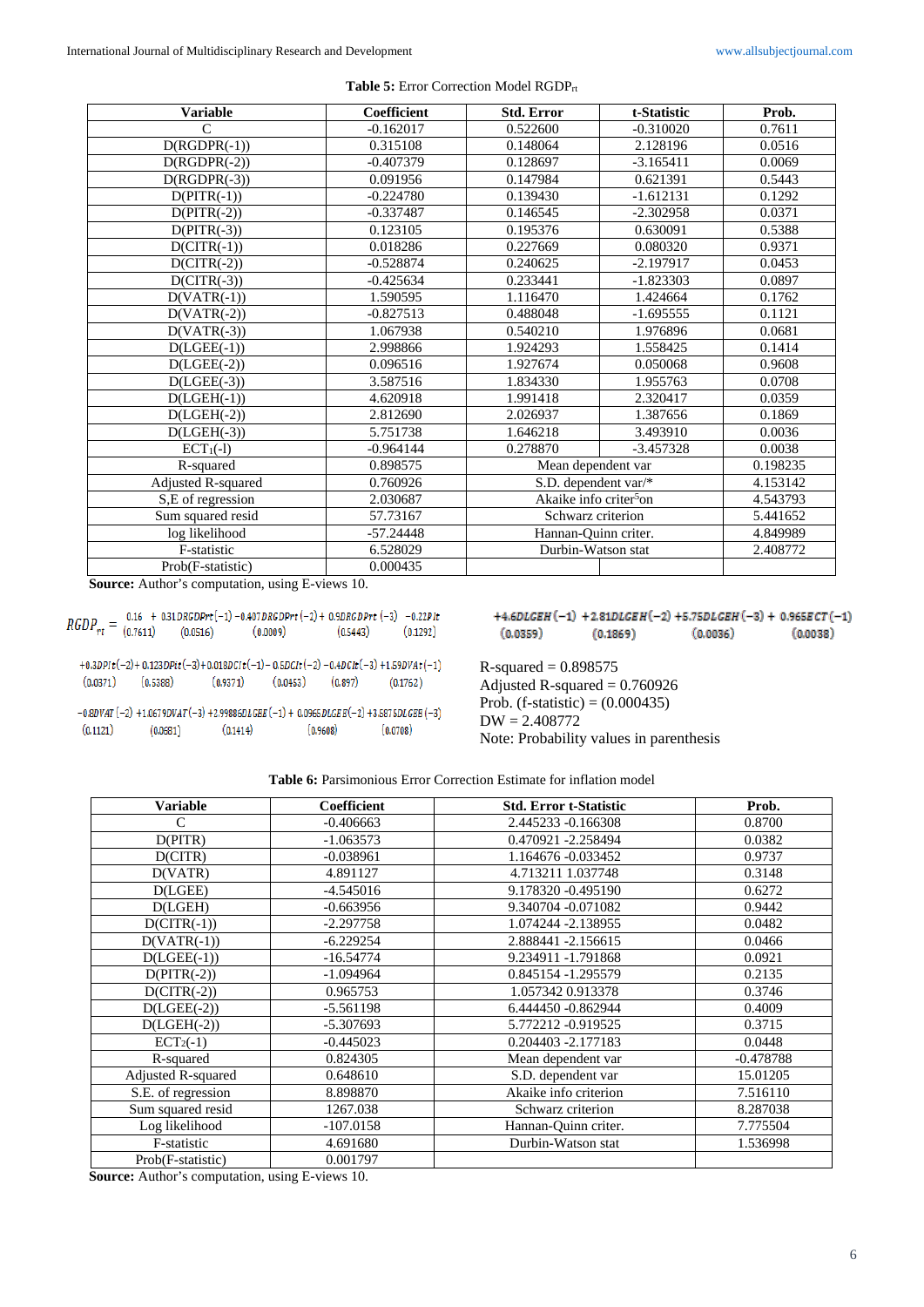**Table 5:** Error Correction Model $RGDP_{rt}$

| Variable | Coefficient | Std. Error | t-Statistic | Prob. |
|---|---|---|---|---|
| C | -0.162017 | 0.522600 | -0.310020 | 0.7611 |
| D(RGDPR(-1)) | 0.315108 | 0.148064 | 2.128196 | 0.0516 |
| D(RGDPR(-2)) | -0.407379 | 0.128697 | -3.165411 | 0.0069 |
| D(RGDPR(-3)) | 0.091956 | 0.147984 | 0.621391 | 0.5443 |
| D(PITR(-1)) | -0.224780 | 0.139430 | -1.612131 | 0.1292 |
| D(PITR(-2)) | -0.337487 | 0.146545 | -2.302958 | 0.0371 |
| D(PITR(-3)) | 0.123105 | 0.195376 | 0.630091 | 0.5388 |
| D(CITR(-1)) | 0.018286 | 0.227669 | 0.080320 | 0.9371 |
| D(CITR(-2)) | -0.528874 | 0.240625 | -2.197917 | 0.0453 |
| D(CITR(-3)) | -0.425634 | 0.233441 | -1.823303 | 0.0897 |
| D(VATR(-1)) | 1.590595 | 1.116470 | 1.424664 | 0.1762 |
| D(VATR(-2)) | -0.827513 | 0.488048 | -1.695555 | 0.1121 |
| D(VATR(-3)) | 1.067938 | 0.540210 | 1.976896 | 0.0681 |
| D(LGEE(-1)) | 2.998866 | 1.924293 | 1.558425 | 0.1414 |
| D(LGEE(-2)) | 0.096516 | 1.927674 | 0.050068 | 0.9608 |
| D(LGEE(-3)) | 3.587516 | 1.834330 | 1.955763 | 0.0708 |
| D(LGEH(-1)) | 4.620918 | 1.991418 | 2.320417 | 0.0359 |
| D(LGEH(-2)) | 2.812690 | 2.026937 | 1.387656 | 0.1869 |
| D(LGEH(-3)) | 5.751738 | 1.646218 | 3.493910 | 0.0036 |
| $ECT_1$(-l) | -0.964144 | 0.278870 | -3.457328 | 0.0038 |
| R-squared | 0.898575 | Mean dependent var | | 0.198235 |
| Adjusted R-squared | 0.760926 | S.D. dependent var/* | | 4.153142 |
| S,E of regression | 2.030687 | Akaike info criter[5]on | | 4.543793 |
| Sum squared resid | 57.73167 | Schwarz criterion | | 5.441652 |
| log likelihood | -57.24448 | Hannan-Quinn criter. | | 4.849989 |
| F-statistic | 6.528029 | Durbin-Watson stat | | 2.408772 |
| Prob(F-statistic) | 0.000435 | | | |

**Source:** Author's computation, using E-views 10.

$$RGDP_{rt} = \underset{(0.7611)}{0.16} + \underset{(0.0516)}{0.31DRGDPrt(-1)} - \underset{(0.0069)}{0.407DRGDPrt(-2)} + \underset{(0.5443)}{0.9DRGDPrt(-3)} - \underset{(0.1292)}{0.22PIt}$$

$$+ \underset{(0.0371)}{0.3DPIt(-2)} + \underset{(0.5388)}{0.123DPIt(-3)} + \underset{(0.9371)}{0.018DCIt(-1)} - \underset{(0.0453)}{0.5DCIt(-2)} - \underset{(0.897)}{0.4DCIt(-3)} + \underset{(0.1762)}{1.59DVAt(-1)}$$

$$- \underset{(0.1121)}{0.8DVAT(-2)} + \underset{(0.0681)}{1.0679DVAT(-3)} + \underset{(0.1414)}{2.9988DLGEE(-1)} + \underset{(0.9608)}{0.0965DLGEE(-2)} + \underset{(0.0708)}{3.5875DLGEE(-3)}$$

$$+ \underset{(0.0359)}{4.6DLGEH(-1)} + \underset{(0.1869)}{2.81DLGEH(-2)} + \underset{(0.0036)}{5.75DLGEH(-3)} + \underset{(0.0038)}{0.965ECT(-1)}$$

R-squared = 0.898575
Adjusted R-squared = 0.760926
Prob. (f-statistic) = (0.000435)
DW = 2.408772
Note: Probability values in parenthesis

**Table 6:** Parsimonious Error Correction Estimate for inflation model

| Variable | Coefficient | Std. Error t-Statistic | Prob. |
|---|---|---|---|
| C | -0.406663 | 2.445233 -0.166308 | 0.8700 |
| D(PITR) | -1.063573 | 0.470921 -2.258494 | 0.0382 |
| D(CITR) | -0.038961 | 1.164676 -0.033452 | 0.9737 |
| D(VATR) | 4.891127 | 4.713211 1.037748 | 0.3148 |
| D(LGEE) | -4.545016 | 9.178320 -0.495190 | 0.6272 |
| D(LGEH) | -0.663956 | 9.340704 -0.071082 | 0.9442 |
| D(CITR(-1)) | -2.297758 | 1.074244 -2.138955 | 0.0482 |
| D(VATR(-1)) | -6.229254 | 2.888441 -2.156615 | 0.0466 |
| D(LGEE(-1)) | -16.54774 | 9.234911 -1.791868 | 0.0921 |
| D(PITR(-2)) | -1.094964 | 0.845154 -1.295579 | 0.2135 |
| D(CITR(-2)) | 0.965753 | 1.057342 0.913378 | 0.3746 |
| D(LGEE(-2)) | -5.561198 | 6.444450 -0.862944 | 0.4009 |
| D(LGEH(-2)) | -5.307693 | 5.772212 -0.919525 | 0.3715 |
| $ECT_2$(-1) | -0.445023 | 0.204403 -2.177183 | 0.0448 |
| R-squared | 0.824305 | Mean dependent var | -0.478788 |
| Adjusted R-squared | 0.648610 | S.D. dependent var | 15.01205 |
| S.E. of regression | 8.898870 | Akaike info criterion | 7.516110 |
| Sum squared resid | 1267.038 | Schwarz criterion | 8.287038 |
| Log likelihood | -107.0158 | Hannan-Quinn criter. | 7.775504 |
| F-statistic | 4.691680 | Durbin-Watson stat | 1.536998 |
| Prob(F-statistic) | 0.001797 | | |

**Source:** Author's computation, using E-views 10.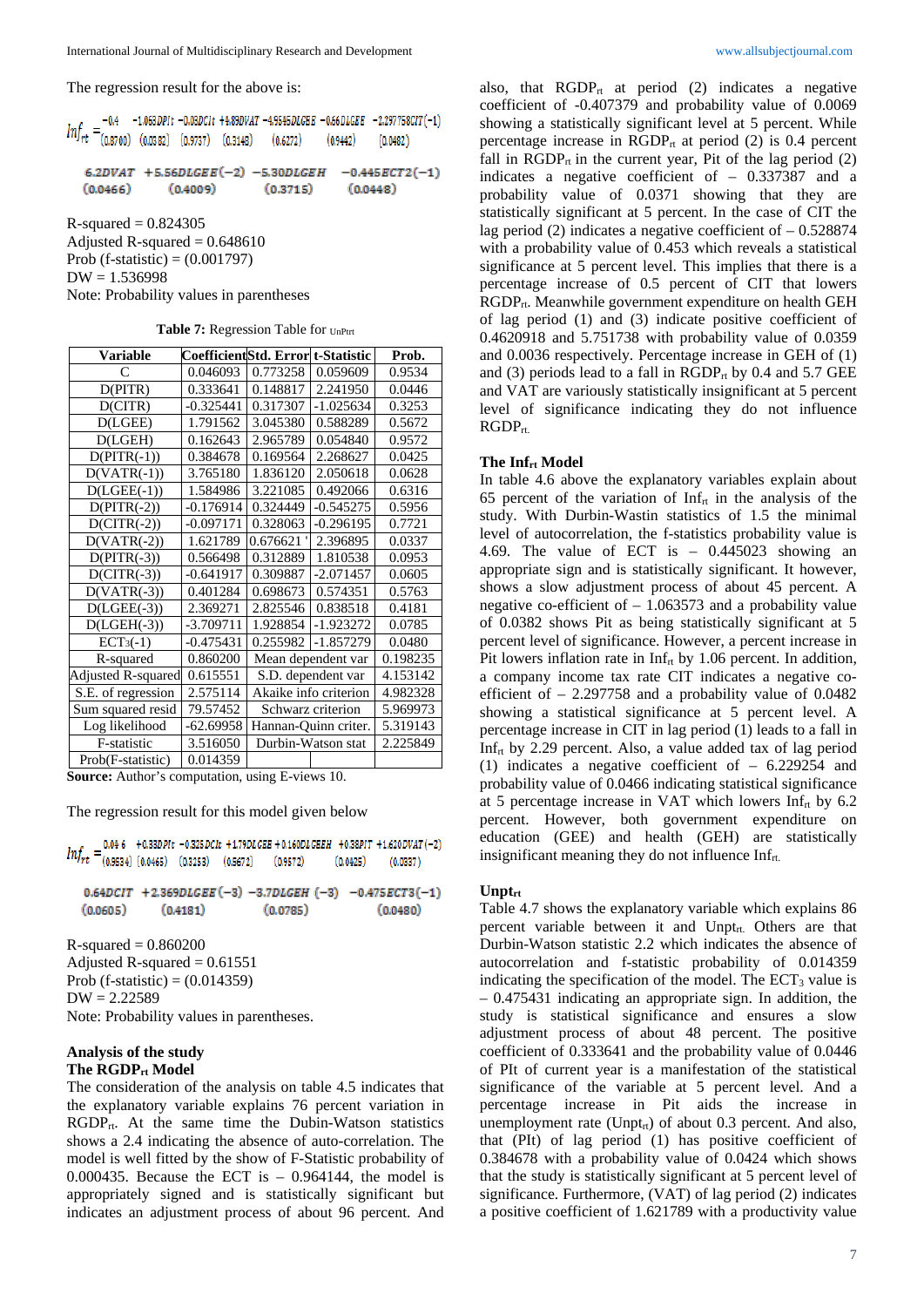The regression result for the above is:

$$Inf_{rt} = \underset{(0.8700)}{-0.4} \; \underset{(0.0382)}{-1.063DPIt} \; \underset{(0.9737)}{-0.08DCIt} \; \underset{(0.3143)}{+4.89DVAT} \; \underset{(0.6272)}{-4.9545DLGEE} \; \underset{(0.9442)}{-0.66DLGEE} \; \underset{(0.0482)}{-2.297758CIT(-1)}$$

$$\underset{(0.0466)}{6.2DVAT} \; \underset{(0.4009)}{+5.56DLGEE(-2)} \; \underset{(0.3715)}{-5.30DLGEH} \; \underset{(0.0448)}{-0.445ECT2(-1)}$$

R-squared = 0.824305
Adjusted R-squared = 0.648610
Prob (f-statistic) = (0.001797)
DW = 1.536998
Note: Probability values in parentheses

**Table 7:** Regression Table for $_{UnPrt}$

| Variable | Coefficient | Std. Error | t-Statistic | Prob. |
|---|---|---|---|---|
| C | 0.046093 | 0.773258 | 0.059609 | 0.9534 |
| D(PITR) | 0.333641 | 0.148817 | 2.241950 | 0.0446 |
| D(CITR) | -0.325441 | 0.317307 | -1.025634 | 0.3253 |
| D(LGEE) | 1.791562 | 3.045380 | 0.588289 | 0.5672 |
| D(LGEH) | 0.162643 | 2.965789 | 0.054840 | 0.9572 |
| D(PITR(-1)) | 0.384678 | 0.169564 | 2.268627 | 0.0425 |
| D(VATR(-1)) | 3.765180 | 1.836120 | 2.050618 | 0.0628 |
| D(LGEE(-1)) | 1.584986 | 3.221085 | 0.492066 | 0.6316 |
| D(PITR(-2)) | -0.176914 | 0.324449 | -0.545275 | 0.5956 |
| D(CITR(-2)) | -0.097171 | 0.328063 | -0.296195 | 0.7721 |
| D(VATR(-2)) | 1.621789 | 0.676621 | 2.396895 | 0.0337 |
| D(PITR(-3)) | 0.566498 | 0.312889 | 1.810538 | 0.0953 |
| D(CITR(-3)) | -0.641917 | 0.309887 | -2.071457 | 0.0605 |
| D(VATR(-3)) | 0.401284 | 0.698673 | 0.574351 | 0.5763 |
| D(LGEE(-3)) | 2.369271 | 2.825546 | 0.838518 | 0.4181 |
| D(LGEH(-3)) | -3.709711 | 1.928854 | -1.923272 | 0.0785 |
| ECT3(-1) | -0.475431 | 0.255982 | -1.857279 | 0.0480 |
| R-squared | 0.860200 | Mean dependent var | | 0.198235 |
| Adjusted R-squared | 0.615551 | S.D. dependent var | | 4.153142 |
| S.E. of regression | 2.575114 | Akaike info criterion | | 4.982328 |
| Sum squared resid | 79.57452 | Schwarz criterion | | 5.969973 |
| Log likelihood | -62.69958 | Hannan-Quinn criter. | | 5.319143 |
| F-statistic | 3.516050 | Durbin-Watson stat | | 2.225849 |
| Prob(F-statistic) | 0.014359 | | | |

**Source:** Author's computation, using E-views 10.

The regression result for this model given below

$$Inf_{rt} = \underset{(0.9534)}{0.046} \; \underset{(0.0465)}{+0.33DPIt} \; \underset{(0.3253)}{-0.325DCIt} \; \underset{(0.5672)}{+1.79DLGEE} \; \underset{(0.9572)}{+0.160DLGEEH} \; \underset{(0.0425)}{+0.38PIT} \; \underset{(0.0337)}{+1.620DVAT(-2)}$$

$$\underset{(0.0605)}{0.64DCIT} \; \underset{(0.4181)}{+2.369DLGEE(-3)} \; \underset{(0.0785)}{-3.7DLGEH(-3)} \; \underset{(0.0480)}{-0.475ECT3(-1)}$$

R-squared = 0.860200
Adjusted R-squared = 0.61551
Prob (f-statistic) = (0.014359)
DW = 2.22589
Note: Probability values in parentheses.

**Analysis of the study**

**The $RGDP_{rt}$ Model**

The consideration of the analysis on table 4.5 indicates that the explanatory variable explains 76 percent variation in $RGDP_{rt}$. At the same time the Dubin-Watson statistics shows a 2.4 indicating the absence of auto-correlation. The model is well fitted by the show of F-Statistic probability of 0.000435. Because the ECT is – 0.964144, the model is appropriately signed and is statistically significant but indicates an adjustment process of about 96 percent. And also, that $RGDP_{rt}$ at period (2) indicates a negative coefficient of -0.407379 and probability value of 0.0069 showing a statistically significant level at 5 percent. While percentage increase in $RGDP_{rt}$ at period (2) is 0.4 percent fall in $RGDP_{rt}$ in the current year, Pit of the lag period (2) indicates a negative coefficient of – 0.337387 and a probability value of 0.0371 showing that they are statistically significant at 5 percent. In the case of CIT the lag period (2) indicates a negative coefficient of – 0.528874 with a probability value of 0.453 which reveals a statistical significance at 5 percent level. This implies that there is a percentage increase of 0.5 percent of CIT that lowers $RGDP_{rt}$. Meanwhile government expenditure on health GEH of lag period (1) and (3) indicate positive coefficient of 0.4620918 and 5.751738 with probability value of 0.0359 and 0.0036 respectively. Percentage increase in GEH of (1) and (3) periods lead to a fall in $RGDP_{rt}$ by 0.4 and 5.7 GEE and VAT are variously statistically insignificant at 5 percent level of significance indicating they do not influence $RGDP_{rt}$.

**The $Inf_{rt}$ Model**

In table 4.6 above the explanatory variables explain about 65 percent of the variation of $Inf_{rt}$ in the analysis of the study. With Durbin-Wastin statistics of 1.5 the minimal level of autocorrelation, the f-statistics probability value is 4.69. The value of ECT is – 0.445023 showing an appropriate sign and is statistically significant. It however, shows a slow adjustment process of about 45 percent. A negative co-efficient of – 1.063573 and a probability value of 0.0382 shows Pit as being statistically significant at 5 percent level of significance. However, a percent increase in Pit lowers inflation rate in $Inf_{rt}$ by 1.06 percent. In addition, a company income tax rate CIT indicates a negative co-efficient of – 2.297758 and a probability value of 0.0482 showing a statistical significance at 5 percent level. A percentage increase in CIT in lag period (1) leads to a fall in $Inf_{rt}$ by 2.29 percent. Also, a value added tax of lag period (1) indicates a negative coefficient of – 6.229254 and probability value of 0.0466 indicating statistical significance at 5 percentage increase in VAT which lowers $Inf_{rt}$ by 6.2 percent. However, both government expenditure on education (GEE) and health (GEH) are statistically insignificant meaning they do not influence $Inf_{rt}$.

**$Unpt_{rt}$**

Table 4.7 shows the explanatory variable which explains 86 percent variable between it and $Unpt_{rt}$. Others are that Durbin-Watson statistic 2.2 which indicates the absence of autocorrelation and f-statistic probability of 0.014359 indicating the specification of the model. The $ECT_3$ value is – 0.475431 indicating an appropriate sign. In addition, the study is statistical significance and ensures a slow adjustment process of about 48 percent. The positive coefficient of 0.333641 and the probability value of 0.0446 of PIt of current year is a manifestation of the statistical significance of the variable at 5 percent level. And a percentage increase in Pit aids the increase in unemployment rate ($Unpt_{rt}$) of about 0.3 percent. And also, that (PIt) of lag period (1) has positive coefficient of 0.384678 with a probability value of 0.0424 which shows that the study is statistically significant at 5 percent level of significance. Furthermore, (VAT) of lag period (2) indicates a positive coefficient of 1.621789 with a productivity value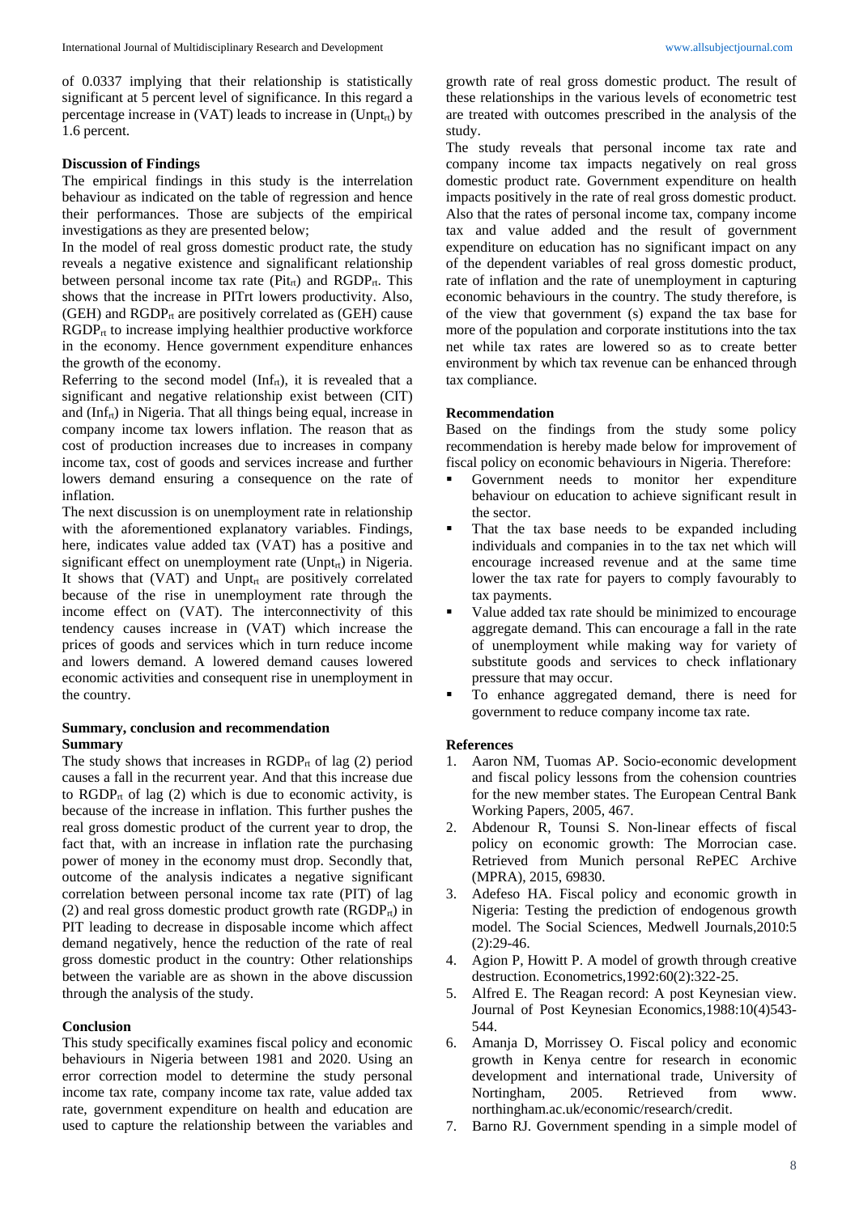of 0.0337 implying that their relationship is statistically significant at 5 percent level of significance. In this regard a percentage increase in (VAT) leads to increase in ($Unpt_{rt}$) by 1.6 percent.

### Discussion of Findings

The empirical findings in this study is the interrelation behaviour as indicated on the table of regression and hence their performances. Those are subjects of the empirical investigations as they are presented below;

In the model of real gross domestic product rate, the study reveals a negative existence and signalificant relationship between personal income tax rate ($Pit_{rt}$) and $RGDP_{rt}$. This shows that the increase in PITrt lowers productivity. Also, (GEH) and $RGDP_{rt}$ are positively correlated as (GEH) cause $RGDP_{rt}$ to increase implying healthier productive workforce in the economy. Hence government expenditure enhances the growth of the economy.

Referring to the second model ($Inf_{rt}$), it is revealed that a significant and negative relationship exist between (CIT) and ($Inf_{rt}$) in Nigeria. That all things being equal, increase in company income tax lowers inflation. The reason that as cost of production increases due to increases in company income tax, cost of goods and services increase and further lowers demand ensuring a consequence on the rate of inflation.

The next discussion is on unemployment rate in relationship with the aforementioned explanatory variables. Findings, here, indicates value added tax (VAT) has a positive and significant effect on unemployment rate ($Unpt_{rt}$) in Nigeria. It shows that (VAT) and $Unpt_{rt}$ are positively correlated because of the rise in unemployment rate through the income effect on (VAT). The interconnectivity of this tendency causes increase in (VAT) which increase the prices of goods and services which in turn reduce income and lowers demand. A lowered demand causes lowered economic activities and consequent rise in unemployment in the country.

## Summary, conclusion and recommendation

### Summary

The study shows that increases in $RGDP_{rt}$ of lag (2) period causes a fall in the recurrent year. And that this increase due to $RGDP_{rt}$ of lag (2) which is due to economic activity, is because of the increase in inflation. This further pushes the real gross domestic product of the current year to drop, the fact that, with an increase in inflation rate the purchasing power of money in the economy must drop. Secondly that, outcome of the analysis indicates a negative significant correlation between personal income tax rate (PIT) of lag (2) and real gross domestic product growth rate ($RGDP_{rt}$) in PIT leading to decrease in disposable income which affect demand negatively, hence the reduction of the rate of real gross domestic product in the country: Other relationships between the variable are as shown in the above discussion through the analysis of the study.

### Conclusion

This study specifically examines fiscal policy and economic behaviours in Nigeria between 1981 and 2020. Using an error correction model to determine the study personal income tax rate, company income tax rate, value added tax rate, government expenditure on health and education are used to capture the relationship between the variables and growth rate of real gross domestic product. The result of these relationships in the various levels of econometric test are treated with outcomes prescribed in the analysis of the study.

The study reveals that personal income tax rate and company income tax impacts negatively on real gross domestic product rate. Government expenditure on health impacts positively in the rate of real gross domestic product. Also that the rates of personal income tax, company income tax and value added and the result of government expenditure on education has no significant impact on any of the dependent variables of real gross domestic product, rate of inflation and the rate of unemployment in capturing economic behaviours in the country. The study therefore, is of the view that government (s) expand the tax base for more of the population and corporate institutions into the tax net while tax rates are lowered so as to create better environment by which tax revenue can be enhanced through tax compliance.

### Recommendation

Based on the findings from the study some policy recommendation is hereby made below for improvement of fiscal policy on economic behaviours in Nigeria. Therefore:

- Government needs to monitor her expenditure behaviour on education to achieve significant result in the sector.
- That the tax base needs to be expanded including individuals and companies in to the tax net which will encourage increased revenue and at the same time lower the tax rate for payers to comply favourably to tax payments.
- Value added tax rate should be minimized to encourage aggregate demand. This can encourage a fall in the rate of unemployment while making way for variety of substitute goods and services to check inflationary pressure that may occur.
- To enhance aggregated demand, there is need for government to reduce company income tax rate.

## References

1. Aaron NM, Tuomas AP. Socio-economic development and fiscal policy lessons from the cohesion countries for the new member states. The European Central Bank Working Papers, 2005, 467.
2. Abdenour R, Tounsi S. Non-linear effects of fiscal policy on economic growth: The Morrocian case. Retrieved from Munich personal RePEC Archive (MPRA), 2015, 69830.
3. Adefeso HA. Fiscal policy and economic growth in Nigeria: Testing the prediction of endogenous growth model. The Social Sciences, Medwell Journals,2010:5 (2):29-46.
4. Agion P, Howitt P. A model of growth through creative destruction. Econometrics,1992:60(2):322-25.
5. Alfred E. The Reagan record: A post Keynesian view. Journal of Post Keynesian Economics,1988:10(4)543-544.
6. Amanja D, Morrissey O. Fiscal policy and economic growth in Kenya centre for research in economic development and international trade, University of Nortingham, 2005. Retrieved from www. northingham.ac.uk/economic/research/credit.
7. Barno RJ. Government spending in a simple model of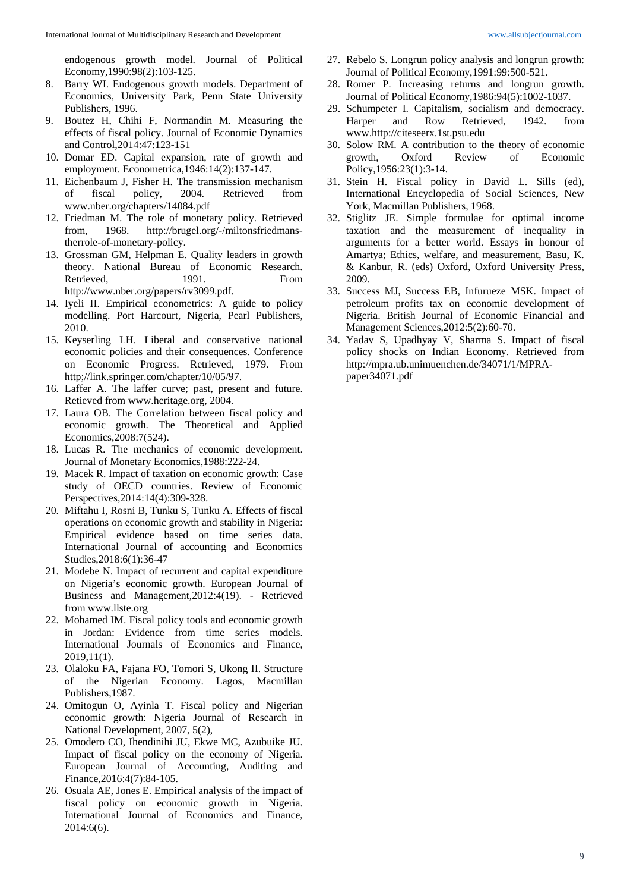endogenous growth model. Journal of Political Economy,1990:98(2):103-125.

8. Barry WI. Endogenous growth models. Department of Economics, University Park, Penn State University Publishers, 1996.
9. Boutez H, Chihi F, Normandin M. Measuring the effects of fiscal policy. Journal of Economic Dynamics and Control,2014:47:123-151
10. Domar ED. Capital expansion, rate of growth and employment. Econometrica,1946:14(2):137-147.
11. Eichenbaum J, Fisher H. The transmission mechanism of fiscal policy, 2004. Retrieved from www.nber.org/chapters/14084.pdf
12. Friedman M. The role of monetary policy. Retrieved from, 1968. http://brugel.org/-/miltonsfriedmans-therrole-of-monetary-policy.
13. Grossman GM, Helpman E. Quality leaders in growth theory. National Bureau of Economic Research. Retrieved, 1991. From http://www.nber.org/papers/rv3099.pdf.
14. Iyeli II. Empirical econometrics: A guide to policy modelling. Port Harcourt, Nigeria, Pearl Publishers, 2010.
15. Keyserling LH. Liberal and conservative national economic policies and their consequences. Conference on Economic Progress. Retrieved, 1979. From http;//link.springer.com/chapter/10/05/97.
16. Laffer A. The laffer curve; past, present and future. Retieved from www.heritage.org, 2004.
17. Laura OB. The Correlation between fiscal policy and economic growth. The Theoretical and Applied Economics,2008:7(524).
18. Lucas R. The mechanics of economic development. Journal of Monetary Economics,1988:222-24.
19. Macek R. Impact of taxation on economic growth: Case study of OECD countries. Review of Economic Perspectives,2014:14(4):309-328.
20. Miftahu I, Rosni B, Tunku S, Tunku A. Effects of fiscal operations on economic growth and stability in Nigeria: Empirical evidence based on time series data. International Journal of accounting and Economics Studies,2018:6(1):36-47
21. Modebe N. Impact of recurrent and capital expenditure on Nigeria's economic growth. European Journal of Business and Management,2012:4(19). - Retrieved from www.llste.org
22. Mohamed IM. Fiscal policy tools and economic growth in Jordan: Evidence from time series models. International Journals of Economics and Finance, 2019,11(1).
23. Olaloku FA, Fajana FO, Tomori S, Ukong II. Structure of the Nigerian Economy. Lagos, Macmillan Publishers,1987.
24. Omitogun O, Ayinla T. Fiscal policy and Nigerian economic growth: Nigeria Journal of Research in National Development, 2007, 5(2),
25. Omodero CO, Ihendinihi JU, Ekwe MC, Azubuike JU. Impact of fiscal policy on the economy of Nigeria. European Journal of Accounting, Auditing and Finance,2016:4(7):84-105.
26. Osuala AE, Jones E. Empirical analysis of the impact of fiscal policy on economic growth in Nigeria. International Journal of Economics and Finance, 2014:6(6).
27. Rebelo S. Longrun policy analysis and longrun growth: Journal of Political Economy,1991:99:500-521.
28. Romer P. Increasing returns and longrun growth. Journal of Political Economy,1986:94(5):1002-1037.
29. Schumpeter I. Capitalism, socialism and democracy. Harper and Row Retrieved, 1942. from www.http://citeseerx.1st.psu.edu
30. Solow RM. A contribution to the theory of economic growth, Oxford Review of Economic Policy,1956:23(1):3-14.
31. Stein H. Fiscal policy in David L. Sills (ed), International Encyclopedia of Social Sciences, New York, Macmillan Publishers, 1968.
32. Stiglitz JE. Simple formulae for optimal income taxation and the measurement of inequality in arguments for a better world. Essays in honour of Amartya; Ethics, welfare, and measurement, Basu, K. & Kanbur, R. (eds) Oxford, Oxford University Press, 2009.
33. Success MJ, Success EB, Infurueze MSK. Impact of petroleum profits tax on economic development of Nigeria. British Journal of Economic Financial and Management Sciences,2012:5(2):60-70.
34. Yadav S, Upadhyay V, Sharma S. Impact of fiscal policy shocks on Indian Economy. Retrieved from http://mpra.ub.unimuenchen.de/34071/1/MPRA-paper34071.pdf